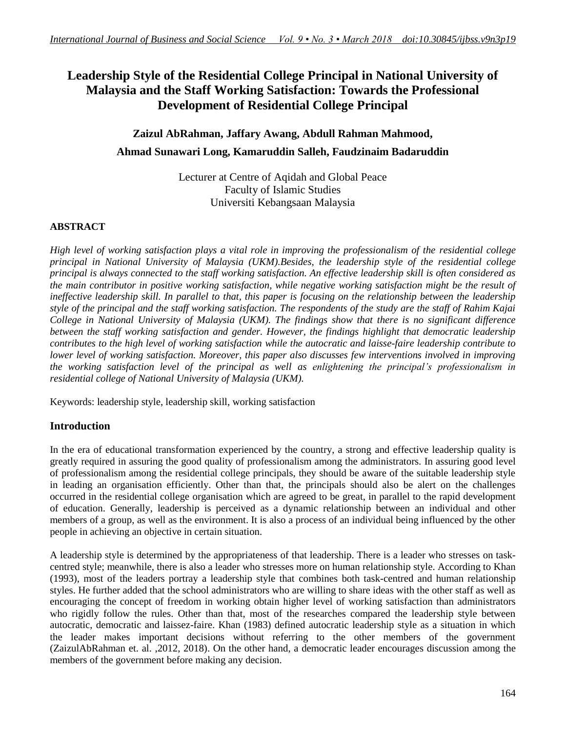# Leadership Style of the Residential College Principal in National University of Malaysia and the Staff Working Satisfaction: Towards the Professional Development of Residential College Principal

**Zaizul AbRahman, Jaffary Awang, Abdull Rahman Mahmood,**

**Ahmad Sunawari Long, Kamaruddin Salleh, Faudzinaim Badaruddin**

Lecturer at Centre of Aqidah and Global Peace
Faculty of Islamic Studies
Universiti Kebangsaan Malaysia

## ABSTRACT

*High level of working satisfaction plays a vital role in improving the professionalism of the residential college principal in National University of Malaysia (UKM).Besides, the leadership style of the residential college principal is always connected to the staff working satisfaction. An effective leadership skill is often considered as the main contributor in positive working satisfaction, while negative working satisfaction might be the result of ineffective leadership skill. In parallel to that, this paper is focusing on the relationship between the leadership style of the principal and the staff working satisfaction. The respondents of the study are the staff of Rahim Kajai College in National University of Malaysia (UKM). The findings show that there is no significant difference between the staff working satisfaction and gender. However, the findings highlight that democratic leadership contributes to the high level of working satisfaction while the autocratic and laisse-faire leadership contribute to lower level of working satisfaction. Moreover, this paper also discusses few interventions involved in improving the working satisfaction level of the principal as well as enlightening the principal's professionalism in residential college of National University of Malaysia (UKM).*

Keywords: leadership style, leadership skill, working satisfaction

## Introduction

In the era of educational transformation experienced by the country, a strong and effective leadership quality is greatly required in assuring the good quality of professionalism among the administrators. In assuring good level of professionalism among the residential college principals, they should be aware of the suitable leadership style in leading an organisation efficiently. Other than that, the principals should also be alert on the challenges occurred in the residential college organisation which are agreed to be great, in parallel to the rapid development of education. Generally, leadership is perceived as a dynamic relationship between an individual and other members of a group, as well as the environment. It is also a process of an individual being influenced by the other people in achieving an objective in certain situation.

A leadership style is determined by the appropriateness of that leadership. There is a leader who stresses on task-centred style; meanwhile, there is also a leader who stresses more on human relationship style. According to Khan (1993), most of the leaders portray a leadership style that combines both task-centred and human relationship styles. He further added that the school administrators who are willing to share ideas with the other staff as well as encouraging the concept of freedom in working obtain higher level of working satisfaction than administrators who rigidly follow the rules. Other than that, most of the researches compared the leadership style between autocratic, democratic and laissez-faire. Khan (1983) defined autocratic leadership style as a situation in which the leader makes important decisions without referring to the other members of the government (ZaizulAbRahman et. al. ,2012, 2018). On the other hand, a democratic leader encourages discussion among the members of the government before making any decision.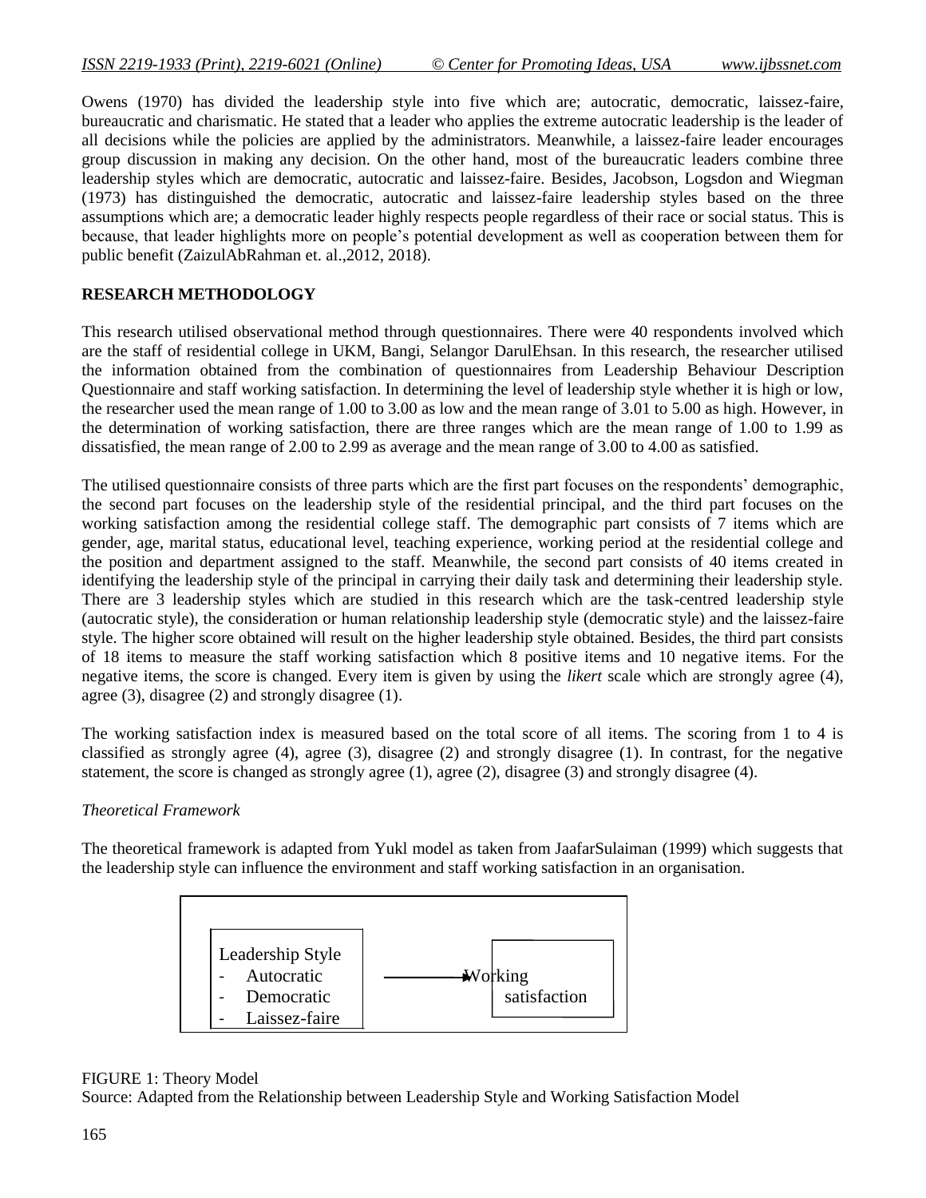Owens (1970) has divided the leadership style into five which are; autocratic, democratic, laissez-faire, bureaucratic and charismatic. He stated that a leader who applies the extreme autocratic leadership is the leader of all decisions while the policies are applied by the administrators. Meanwhile, a laissez-faire leader encourages group discussion in making any decision. On the other hand, most of the bureaucratic leaders combine three leadership styles which are democratic, autocratic and laissez-faire. Besides, Jacobson, Logsdon and Wiegman (1973) has distinguished the democratic, autocratic and laissez-faire leadership styles based on the three assumptions which are; a democratic leader highly respects people regardless of their race or social status. This is because, that leader highlights more on people's potential development as well as cooperation between them for public benefit (ZaizulAbRahman et. al.,2012, 2018).

## RESEARCH METHODOLOGY

This research utilised observational method through questionnaires. There were 40 respondents involved which are the staff of residential college in UKM, Bangi, Selangor DarulEhsan. In this research, the researcher utilised the information obtained from the combination of questionnaires from Leadership Behaviour Description Questionnaire and staff working satisfaction. In determining the level of leadership style whether it is high or low, the researcher used the mean range of 1.00 to 3.00 as low and the mean range of 3.01 to 5.00 as high. However, in the determination of working satisfaction, there are three ranges which are the mean range of 1.00 to 1.99 as dissatisfied, the mean range of 2.00 to 2.99 as average and the mean range of 3.00 to 4.00 as satisfied.

The utilised questionnaire consists of three parts which are the first part focuses on the respondents' demographic, the second part focuses on the leadership style of the residential principal, and the third part focuses on the working satisfaction among the residential college staff. The demographic part consists of 7 items which are gender, age, marital status, educational level, teaching experience, working period at the residential college and the position and department assigned to the staff. Meanwhile, the second part consists of 40 items created in identifying the leadership style of the principal in carrying their daily task and determining their leadership style. There are 3 leadership styles which are studied in this research which are the task-centred leadership style (autocratic style), the consideration or human relationship leadership style (democratic style) and the laissez-faire style. The higher score obtained will result on the higher leadership style obtained. Besides, the third part consists of 18 items to measure the staff working satisfaction which 8 positive items and 10 negative items. For the negative items, the score is changed. Every item is given by using the *likert* scale which are strongly agree (4), agree (3), disagree (2) and strongly disagree (1).

The working satisfaction index is measured based on the total score of all items. The scoring from 1 to 4 is classified as strongly agree (4), agree (3), disagree (2) and strongly disagree (1). In contrast, for the negative statement, the score is changed as strongly agree (1), agree (2), disagree (3) and strongly disagree (4).

*Theoretical Framework*

The theoretical framework is adapted from Yukl model as taken from JaafarSulaiman (1999) which suggests that the leadership style can influence the environment and staff working satisfaction in an organisation.

Leadership Style
- Autocratic
- Democratic
- Laissez-faire

→ Working satisfaction

FIGURE 1: Theory Model
Source: Adapted from the Relationship between Leadership Style and Working Satisfaction Model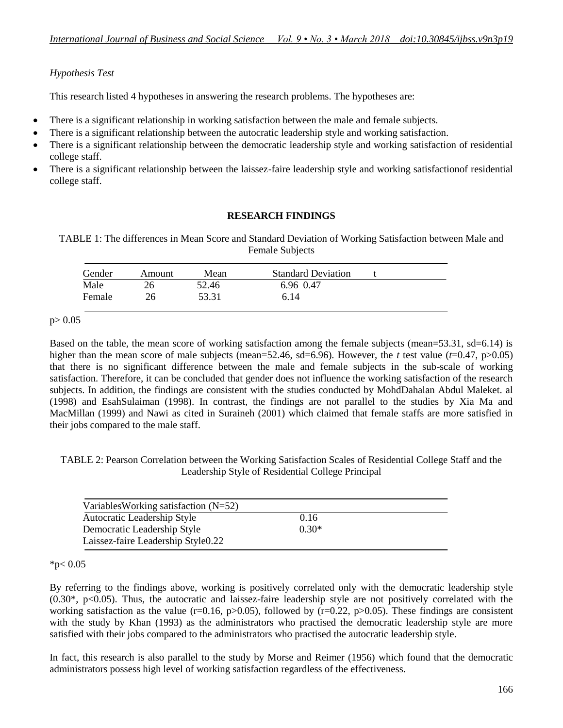*Hypothesis Test*

This research listed 4 hypotheses in answering the research problems. The hypotheses are:

- There is a significant relationship in working satisfaction between the male and female subjects.
- There is a significant relationship between the autocratic leadership style and working satisfaction.
- There is a significant relationship between the democratic leadership style and working satisfaction of residential college staff.
- There is a significant relationship between the laissez-faire leadership style and working satisfactionof residential college staff.

## RESEARCH FINDINGS

TABLE 1: The differences in Mean Score and Standard Deviation of Working Satisfaction between Male and Female Subjects

| Gender | Amount | Mean | Standard Deviation | t |
|---|---|---|---|---|
| Male | 26 | 52.46 | 6.96 | 0.47 |
| Female | 26 | 53.31 | 6.14 | |

$p > 0.05$

Based on the table, the mean score of working satisfaction among the female subjects (mean=53.31, sd=6.14) is higher than the mean score of male subjects (mean=52.46, sd=6.96). However, the *t* test value ($t$=0.47, $p>0.05$) that there is no significant difference between the male and female subjects in the sub-scale of working satisfaction. Therefore, it can be concluded that gender does not influence the working satisfaction of the research subjects. In addition, the findings are consistent with the studies conducted by MohdDahalan Abdul Maleket. al (1998) and EsahSulaiman (1998). In contrast, the findings are not parallel to the studies by Xia Ma and MacMillan (1999) and Nawi as cited in Suraineh (2001) which claimed that female staffs are more satisfied in their jobs compared to the male staff.

TABLE 2: Pearson Correlation between the Working Satisfaction Scales of Residential College Staff and the Leadership Style of Residential College Principal

| Variables | Working satisfaction (N=52) |
|---|---|
| Autocratic Leadership Style | 0.16 |
| Democratic Leadership Style | 0.30* |
| Laissez-faire Leadership Style | 0.22 |

*$p < 0.05$

By referring to the findings above, working is positively correlated only with the democratic leadership style (0.30*, $p<0.05$). Thus, the autocratic and laissez-faire leadership style are not positively correlated with the working satisfaction as the value ($r$=0.16, $p>0.05$), followed by ($r$=0.22, $p>0.05$). These findings are consistent with the study by Khan (1993) as the administrators who practised the democratic leadership style are more satisfied with their jobs compared to the administrators who practised the autocratic leadership style.

In fact, this research is also parallel to the study by Morse and Reimer (1956) which found that the democratic administrators possess high level of working satisfaction regardless of the effectiveness.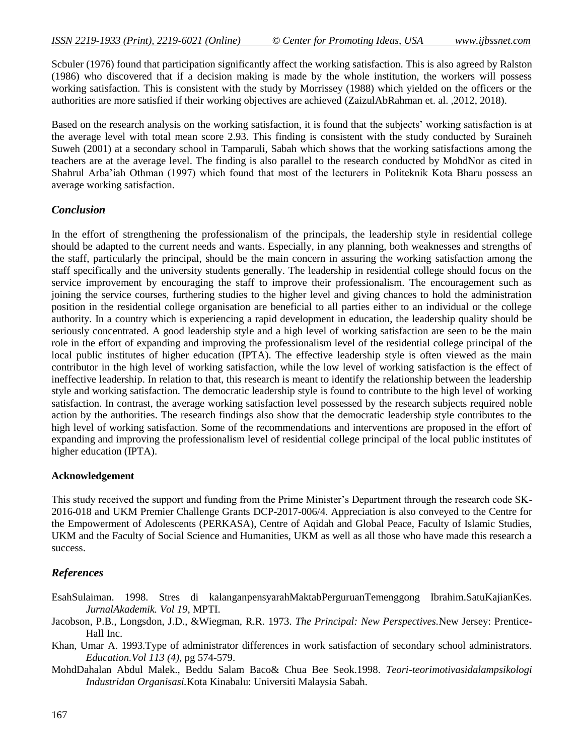Scbuler (1976) found that participation significantly affect the working satisfaction. This is also agreed by Ralston (1986) who discovered that if a decision making is made by the whole institution, the workers will possess working satisfaction. This is consistent with the study by Morrissey (1988) which yielded on the officers or the authorities are more satisfied if their working objectives are achieved (ZaizulAbRahman et. al. ,2012, 2018).

Based on the research analysis on the working satisfaction, it is found that the subjects' working satisfaction is at the average level with total mean score 2.93. This finding is consistent with the study conducted by Suraineh Suweh (2001) at a secondary school in Tamparuli, Sabah which shows that the working satisfactions among the teachers are at the average level. The finding is also parallel to the research conducted by MohdNor as cited in Shahrul Arba'iah Othman (1997) which found that most of the lecturers in Politeknik Kota Bharu possess an average working satisfaction.

## *Conclusion*

In the effort of strengthening the professionalism of the principals, the leadership style in residential college should be adapted to the current needs and wants. Especially, in any planning, both weaknesses and strengths of the staff, particularly the principal, should be the main concern in assuring the working satisfaction among the staff specifically and the university students generally. The leadership in residential college should focus on the service improvement by encouraging the staff to improve their professionalism. The encouragement such as joining the service courses, furthering studies to the higher level and giving chances to hold the administration position in the residential college organisation are beneficial to all parties either to an individual or the college authority. In a country which is experiencing a rapid development in education, the leadership quality should be seriously concentrated. A good leadership style and a high level of working satisfaction are seen to be the main role in the effort of expanding and improving the professionalism level of the residential college principal of the local public institutes of higher education (IPTA). The effective leadership style is often viewed as the main contributor in the high level of working satisfaction, while the low level of working satisfaction is the effect of ineffective leadership. In relation to that, this research is meant to identify the relationship between the leadership style and working satisfaction. The democratic leadership style is found to contribute to the high level of working satisfaction. In contrast, the average working satisfaction level possessed by the research subjects required noble action by the authorities. The research findings also show that the democratic leadership style contributes to the high level of working satisfaction. Some of the recommendations and interventions are proposed in the effort of expanding and improving the professionalism level of residential college principal of the local public institutes of higher education (IPTA).

**Acknowledgement**

This study received the support and funding from the Prime Minister's Department through the research code SK-2016-018 and UKM Premier Challenge Grants DCP-2017-006/4. Appreciation is also conveyed to the Centre for the Empowerment of Adolescents (PERKASA), Centre of Aqidah and Global Peace, Faculty of Islamic Studies, UKM and the Faculty of Social Science and Humanities, UKM as well as all those who have made this research a success.

## *References*

EsahSulaiman. 1998. Stres di kalanganpensyarahMaktabPerguruanTemenggong Ibrahim.SatuKajianKes. *JurnalAkademik. Vol 19*, MPTI.

Jacobson, P.B., Longsdon, J.D., &Wiegman, R.R. 1973. *The Principal: New Perspectives.*New Jersey: Prentice-Hall Inc.

Khan, Umar A. 1993.Type of administrator differences in work satisfaction of secondary school administrators. *Education.Vol 113 (4)*, pg 574-579.

MohdDahalan Abdul Malek., Beddu Salam Baco& Chua Bee Seok.1998. *Teori-teorimotivasidalampsikologi Industridan Organisasi.*Kota Kinabalu: Universiti Malaysia Sabah.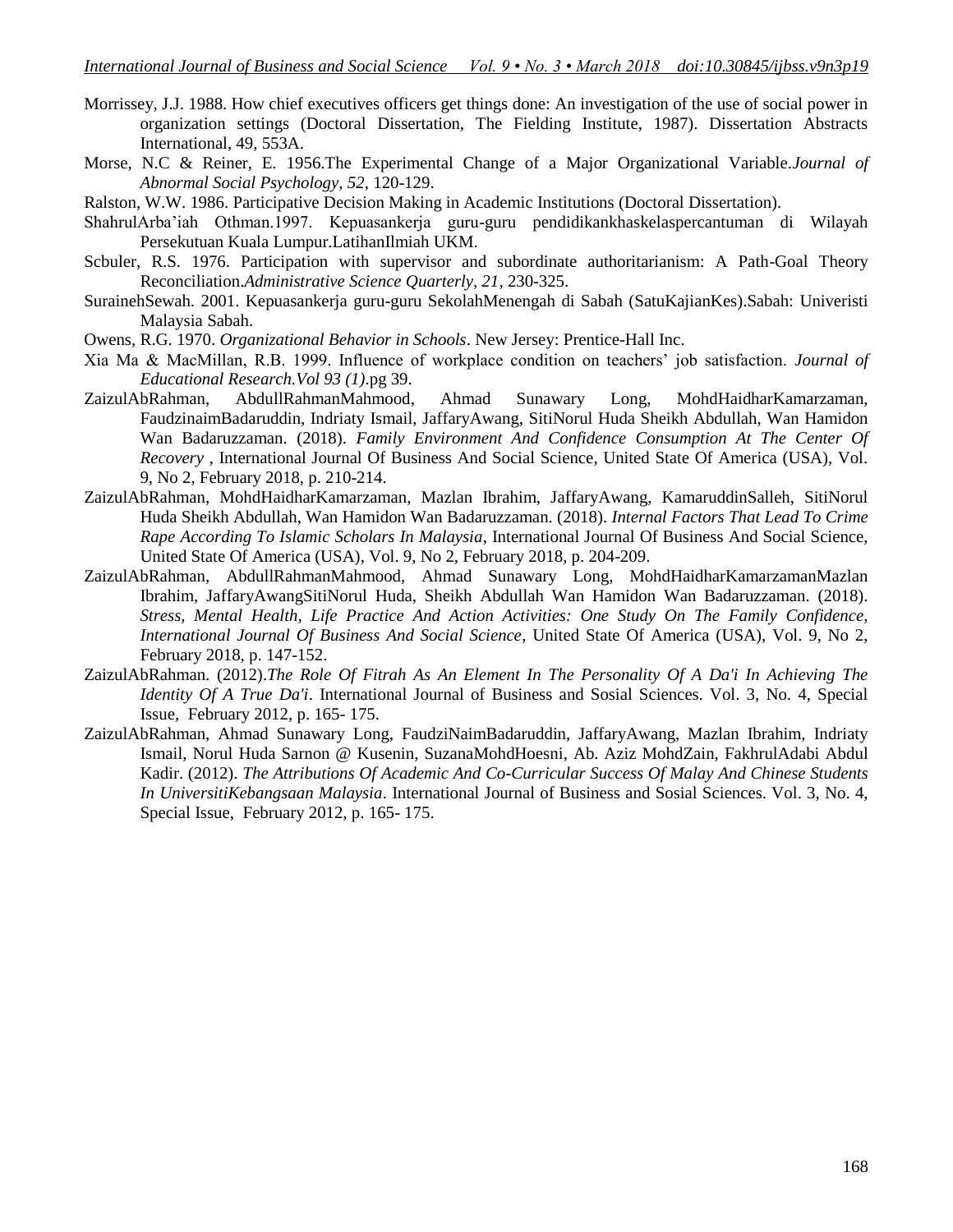Morrissey, J.J. 1988. How chief executives officers get things done: An investigation of the use of social power in organization settings (Doctoral Dissertation, The Fielding Institute, 1987). Dissertation Abstracts International, 49, 553A.

Morse, N.C & Reiner, E. 1956.The Experimental Change of a Major Organizational Variable.*Journal of Abnormal Social Psychology, 52*, 120-129.

Ralston, W.W. 1986. Participative Decision Making in Academic Institutions (Doctoral Dissertation).

ShahrulArba'iah Othman.1997. Kepuasankerja guru-guru pendidikankhaskelaspercantuman di Wilayah Persekutuan Kuala Lumpur.LatihanIlmiah UKM.

Scbuler, R.S. 1976. Participation with supervisor and subordinate authoritarianism: A Path-Goal Theory Reconciliation.*Administrative Science Quarterly, 21*, 230-325.

Suraineh Sewah. 2001. Kepuasankerja guru-guru SekolahMenengah di Sabah (SatuKajianKes).Sabah: Univeristi Malaysia Sabah.

Owens, R.G. 1970. *Organizational Behavior in Schools*. New Jersey: Prentice-Hall Inc.

Xia Ma & MacMillan, R.B. 1999. Influence of workplace condition on teachers' job satisfaction. *Journal of Educational Research.Vol 93 (1)*.pg 39.

ZaizulAbRahman, AbdullRahmanMahmood, Ahmad Sunawary Long, MohdHaidharKamarzaman, FaudzinaimBadaruddin, Indriaty Ismail, JaffaryAwang, SitiNorul Huda Sheikh Abdullah, Wan Hamidon Wan Badaruzzaman. (2018). *Family Environment And Confidence Consumption At The Center Of Recovery* , International Journal Of Business And Social Science, United State Of America (USA), Vol. 9, No 2, February 2018, p. 210-214.

ZaizulAbRahman, MohdHaidharKamarzaman, Mazlan Ibrahim, JaffaryAwang, KamaruddinSalleh, SitiNorul Huda Sheikh Abdullah, Wan Hamidon Wan Badaruzzaman. (2018). *Internal Factors That Lead To Crime Rape According To Islamic Scholars In Malaysia*, International Journal Of Business And Social Science, United State Of America (USA), Vol. 9, No 2, February 2018, p. 204-209.

ZaizulAbRahman, AbdullRahmanMahmood, Ahmad Sunawary Long, MohdHaidharKamarzamanMazlan Ibrahim, JaffaryAwangSitiNorul Huda, Sheikh Abdullah Wan Hamidon Wan Badaruzzaman. (2018). *Stress, Mental Health, Life Practice And Action Activities: One Study On The Family Confidence, International Journal Of Business And Social Science*, United State Of America (USA), Vol. 9, No 2, February 2018, p. 147-152.

ZaizulAbRahman. (2012).*The Role Of Fitrah As An Element In The Personality Of A Da'i In Achieving The Identity Of A True Da'i*. International Journal of Business and Sosial Sciences. Vol. 3, No. 4, Special Issue, February 2012, p. 165- 175.

ZaizulAbRahman, Ahmad Sunawary Long, FaudziNaimBadaruddin, JaffaryAwang, Mazlan Ibrahim, Indriaty Ismail, Norul Huda Sarnon @ Kusenin, SuzanaMohdHoesni, Ab. Aziz MohdZain, FakhrulAdabi Abdul Kadir. (2012). *The Attributions Of Academic And Co-Curricular Success Of Malay And Chinese Students In UniversitiKebangsaan Malaysia*. International Journal of Business and Sosial Sciences. Vol. 3, No. 4, Special Issue, February 2012, p. 165- 175.